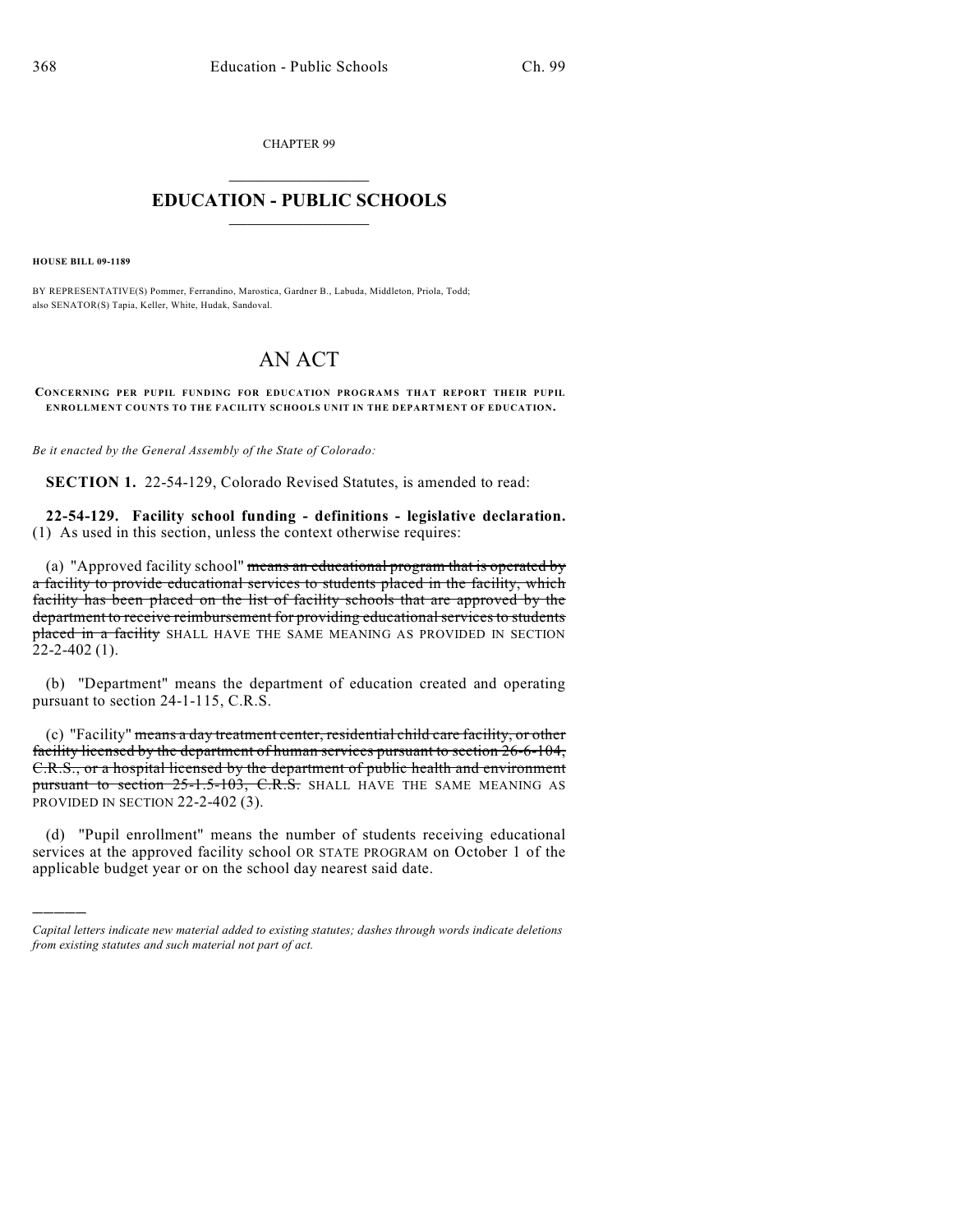CHAPTER 99

# EDUCATION - PUBLIC SCHOOLS

**HOUSE BILL 09-1189**

BY REPRESENTATIVE(S) Pommer, Ferrandino, Marostica, Gardner B., Labuda, Middleton, Priola, Todd; also SENATOR(S) Tapia, Keller, White, Hudak, Sandoval.

# AN ACT

**CONCERNING PER PUPIL FUNDING FOR EDUCATION PROGRAMS THAT REPORT THEIR PUPIL ENROLLMENT COUNTS TO THE FACILITY SCHOOLS UNIT IN THE DEPARTMENT OF EDUCATION.**

*Be it enacted by the General Assembly of the State of Colorado:*

**SECTION 1.** 22-54-129, Colorado Revised Statutes, is amended to read:

**22-54-129. Facility school funding - definitions - legislative declaration.** (1) As used in this section, unless the context otherwise requires:

(a) "Approved facility school" ~~means an educational program that is operated by a facility to provide educational services to students placed in the facility, which facility has been placed on the list of facility schools that are approved by the department to receive reimbursement for providing educational services to students placed in a facility~~ SHALL HAVE THE SAME MEANING AS PROVIDED IN SECTION 22-2-402 (1).

(b) "Department" means the department of education created and operating pursuant to section 24-1-115, C.R.S.

(c) "Facility" ~~means a day treatment center, residential child care facility, or other facility licensed by the department of human services pursuant to section 26-6-104, C.R.S., or a hospital licensed by the department of public health and environment pursuant to section 25-1.5-103, C.R.S.~~ SHALL HAVE THE SAME MEANING AS PROVIDED IN SECTION 22-2-402 (3).

(d) "Pupil enrollment" means the number of students receiving educational services at the approved facility school OR STATE PROGRAM on October 1 of the applicable budget year or on the school day nearest said date.

---

*Capital letters indicate new material added to existing statutes; dashes through words indicate deletions from existing statutes and such material not part of act.*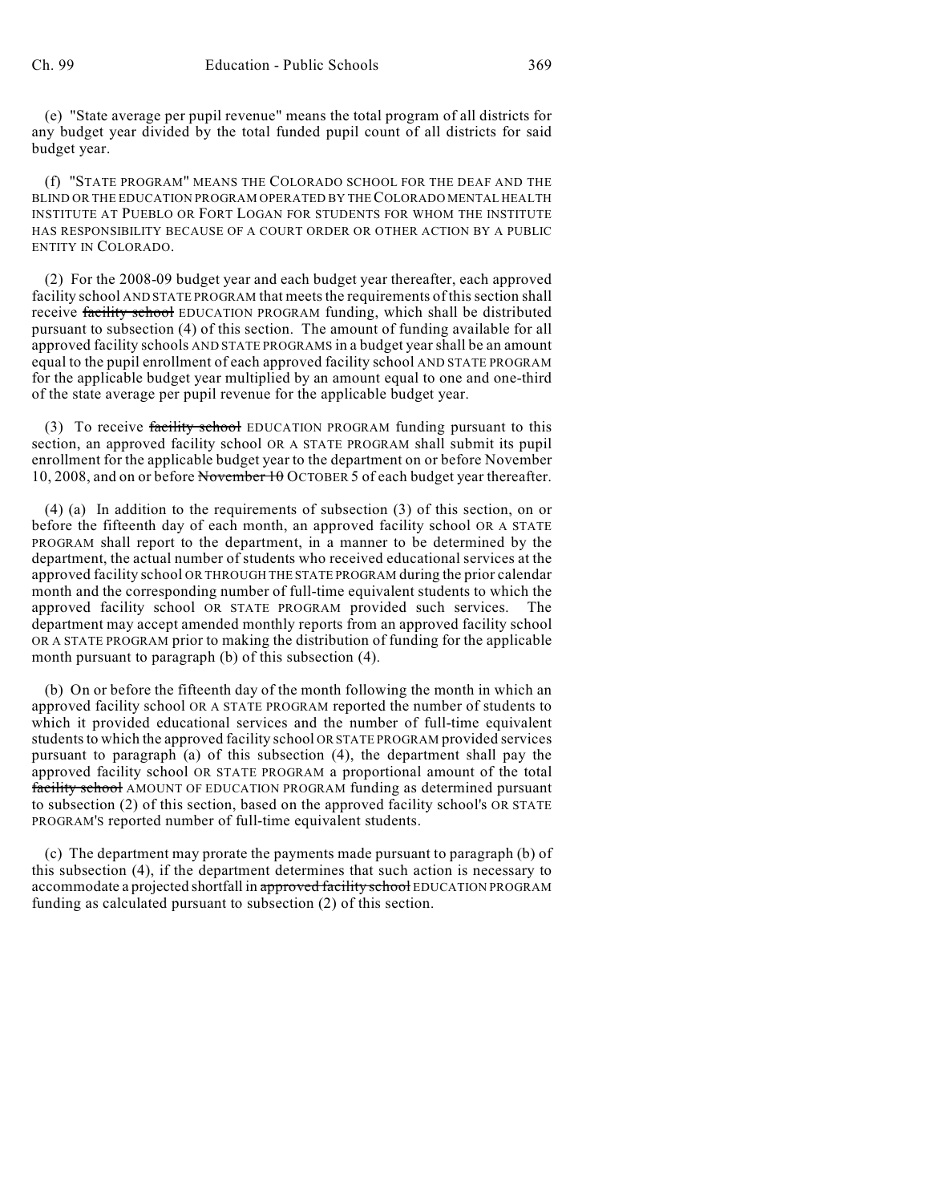(e) "State average per pupil revenue" means the total program of all districts for any budget year divided by the total funded pupil count of all districts for said budget year.

(f) "STATE PROGRAM" MEANS THE COLORADO SCHOOL FOR THE DEAF AND THE BLIND OR THE EDUCATION PROGRAM OPERATED BY THE COLORADO MENTAL HEALTH INSTITUTE AT PUEBLO OR FORT LOGAN FOR STUDENTS FOR WHOM THE INSTITUTE HAS RESPONSIBILITY BECAUSE OF A COURT ORDER OR OTHER ACTION BY A PUBLIC ENTITY IN COLORADO.

(2) For the 2008-09 budget year and each budget year thereafter, each approved facility school AND STATE PROGRAM that meets the requirements of this section shall receive ~~facility school~~ EDUCATION PROGRAM funding, which shall be distributed pursuant to subsection (4) of this section. The amount of funding available for all approved facility schools AND STATE PROGRAMS in a budget year shall be an amount equal to the pupil enrollment of each approved facility school AND STATE PROGRAM for the applicable budget year multiplied by an amount equal to one and one-third of the state average per pupil revenue for the applicable budget year.

(3) To receive ~~facility school~~ EDUCATION PROGRAM funding pursuant to this section, an approved facility school OR A STATE PROGRAM shall submit its pupil enrollment for the applicable budget year to the department on or before November 10, 2008, and on or before ~~November 10~~ OCTOBER 5 of each budget year thereafter.

(4) (a) In addition to the requirements of subsection (3) of this section, on or before the fifteenth day of each month, an approved facility school OR A STATE PROGRAM shall report to the department, in a manner to be determined by the department, the actual number of students who received educational services at the approved facility school OR THROUGH THE STATE PROGRAM during the prior calendar month and the corresponding number of full-time equivalent students to which the approved facility school OR STATE PROGRAM provided such services. The department may accept amended monthly reports from an approved facility school OR A STATE PROGRAM prior to making the distribution of funding for the applicable month pursuant to paragraph (b) of this subsection (4).

(b) On or before the fifteenth day of the month following the month in which an approved facility school OR A STATE PROGRAM reported the number of students to which it provided educational services and the number of full-time equivalent students to which the approved facility school OR STATE PROGRAM provided services pursuant to paragraph (a) of this subsection (4), the department shall pay the approved facility school OR STATE PROGRAM a proportional amount of the total ~~facility school~~ AMOUNT OF EDUCATION PROGRAM funding as determined pursuant to subsection (2) of this section, based on the approved facility school's OR STATE PROGRAM'S reported number of full-time equivalent students.

(c) The department may prorate the payments made pursuant to paragraph (b) of this subsection (4), if the department determines that such action is necessary to accommodate a projected shortfall in ~~approved facility school~~ EDUCATION PROGRAM funding as calculated pursuant to subsection (2) of this section.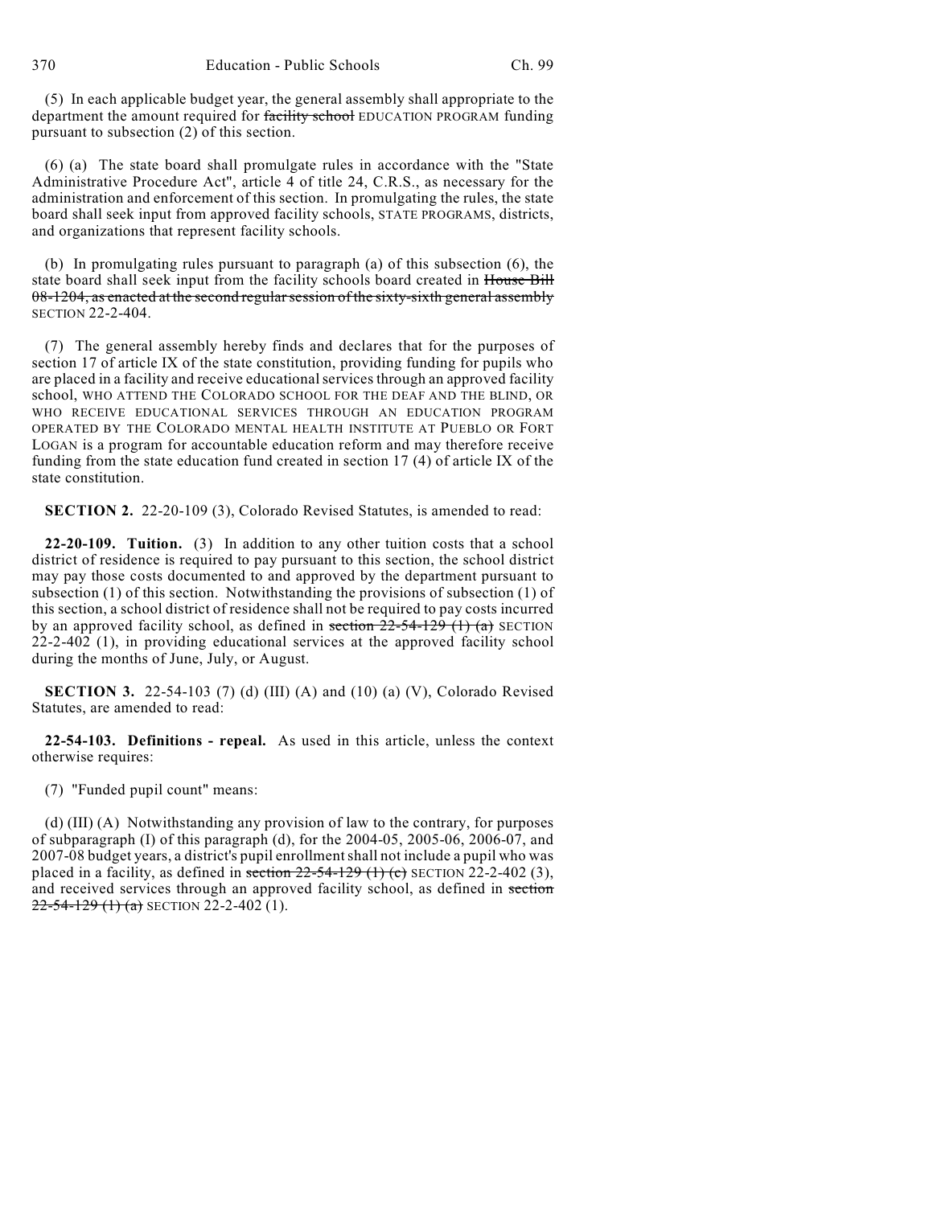(5) In each applicable budget year, the general assembly shall appropriate to the department the amount required for ~~facility school~~ EDUCATION PROGRAM funding pursuant to subsection (2) of this section.

(6) (a) The state board shall promulgate rules in accordance with the "State Administrative Procedure Act", article 4 of title 24, C.R.S., as necessary for the administration and enforcement of this section. In promulgating the rules, the state board shall seek input from approved facility schools, STATE PROGRAMS, districts, and organizations that represent facility schools.

(b) In promulgating rules pursuant to paragraph (a) of this subsection (6), the state board shall seek input from the facility schools board created in ~~House Bill 08-1204, as enacted at the second regular session of the sixty-sixth general assembly~~ SECTION 22-2-404.

(7) The general assembly hereby finds and declares that for the purposes of section 17 of article IX of the state constitution, providing funding for pupils who are placed in a facility and receive educational services through an approved facility school, WHO ATTEND THE COLORADO SCHOOL FOR THE DEAF AND THE BLIND, OR WHO RECEIVE EDUCATIONAL SERVICES THROUGH AN EDUCATION PROGRAM OPERATED BY THE COLORADO MENTAL HEALTH INSTITUTE AT PUEBLO OR FORT LOGAN is a program for accountable education reform and may therefore receive funding from the state education fund created in section 17 (4) of article IX of the state constitution.

**SECTION 2.** 22-20-109 (3), Colorado Revised Statutes, is amended to read:

**22-20-109. Tuition.** (3) In addition to any other tuition costs that a school district of residence is required to pay pursuant to this section, the school district may pay those costs documented to and approved by the department pursuant to subsection (1) of this section. Notwithstanding the provisions of subsection (1) of this section, a school district of residence shall not be required to pay costs incurred by an approved facility school, as defined in ~~section 22-54-129 (1) (a)~~ SECTION 22-2-402 (1), in providing educational services at the approved facility school during the months of June, July, or August.

**SECTION 3.** 22-54-103 (7) (d) (III) (A) and (10) (a) (V), Colorado Revised Statutes, are amended to read:

**22-54-103. Definitions - repeal.** As used in this article, unless the context otherwise requires:

(7) "Funded pupil count" means:

(d) (III) (A) Notwithstanding any provision of law to the contrary, for purposes of subparagraph (I) of this paragraph (d), for the 2004-05, 2005-06, 2006-07, and 2007-08 budget years, a district's pupil enrollment shall not include a pupil who was placed in a facility, as defined in ~~section 22-54-129 (1) (c)~~ SECTION 22-2-402 (3), and received services through an approved facility school, as defined in ~~section 22-54-129 (1) (a)~~ SECTION 22-2-402 (1).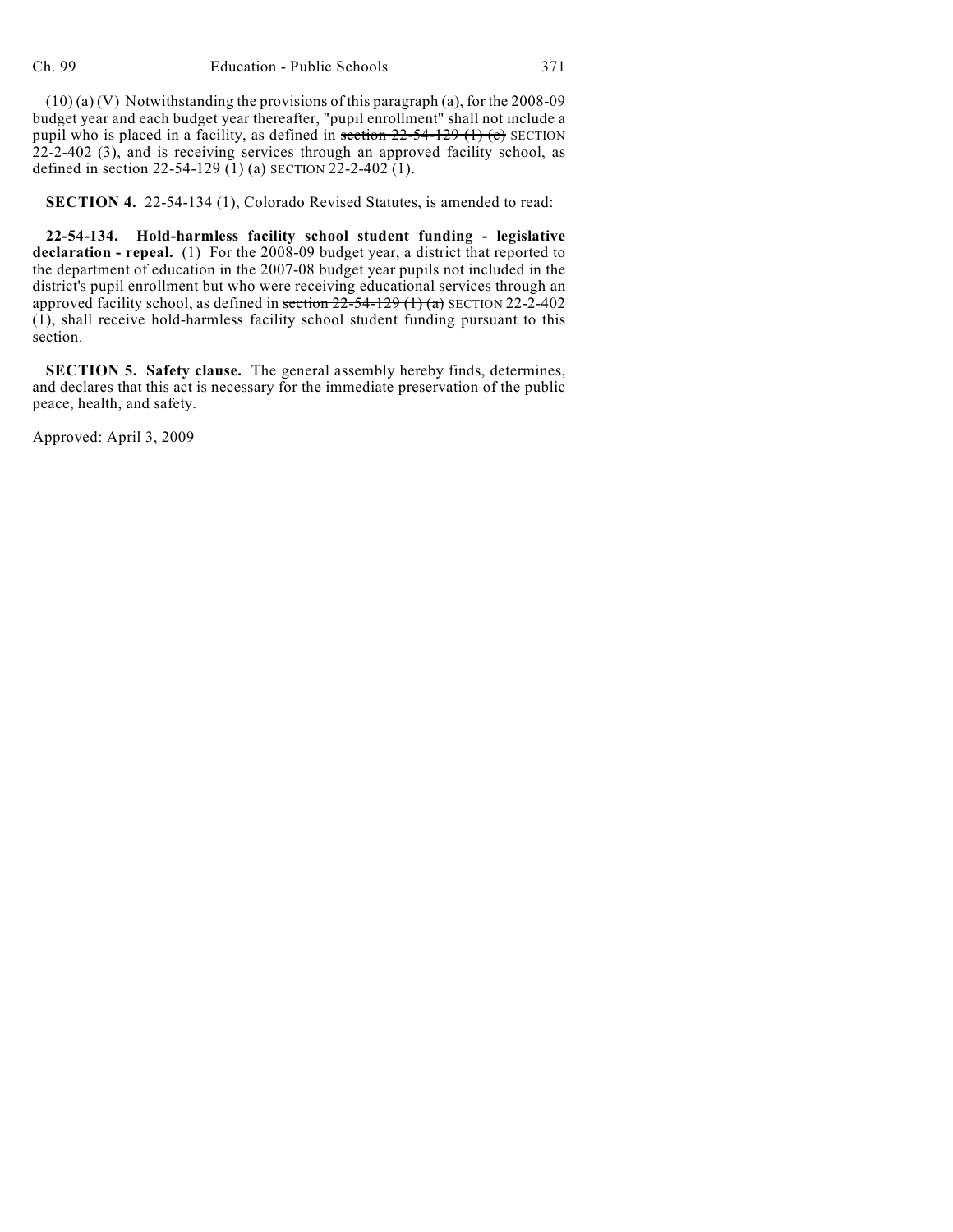(10) (a) (V) Notwithstanding the provisions of this paragraph (a), for the 2008-09 budget year and each budget year thereafter, "pupil enrollment" shall not include a pupil who is placed in a facility, as defined in ~~section 22-54-129 (1) (c)~~ SECTION 22-2-402 (3), and is receiving services through an approved facility school, as defined in ~~section 22-54-129 (1) (a)~~ SECTION 22-2-402 (1).

**SECTION 4.** 22-54-134 (1), Colorado Revised Statutes, is amended to read:

**22-54-134. Hold-harmless facility school student funding - legislative declaration - repeal.** (1) For the 2008-09 budget year, a district that reported to the department of education in the 2007-08 budget year pupils not included in the district's pupil enrollment but who were receiving educational services through an approved facility school, as defined in ~~section 22-54-129 (1) (a)~~ SECTION 22-2-402 (1), shall receive hold-harmless facility school student funding pursuant to this section.

**SECTION 5. Safety clause.** The general assembly hereby finds, determines, and declares that this act is necessary for the immediate preservation of the public peace, health, and safety.

Approved: April 3, 2009